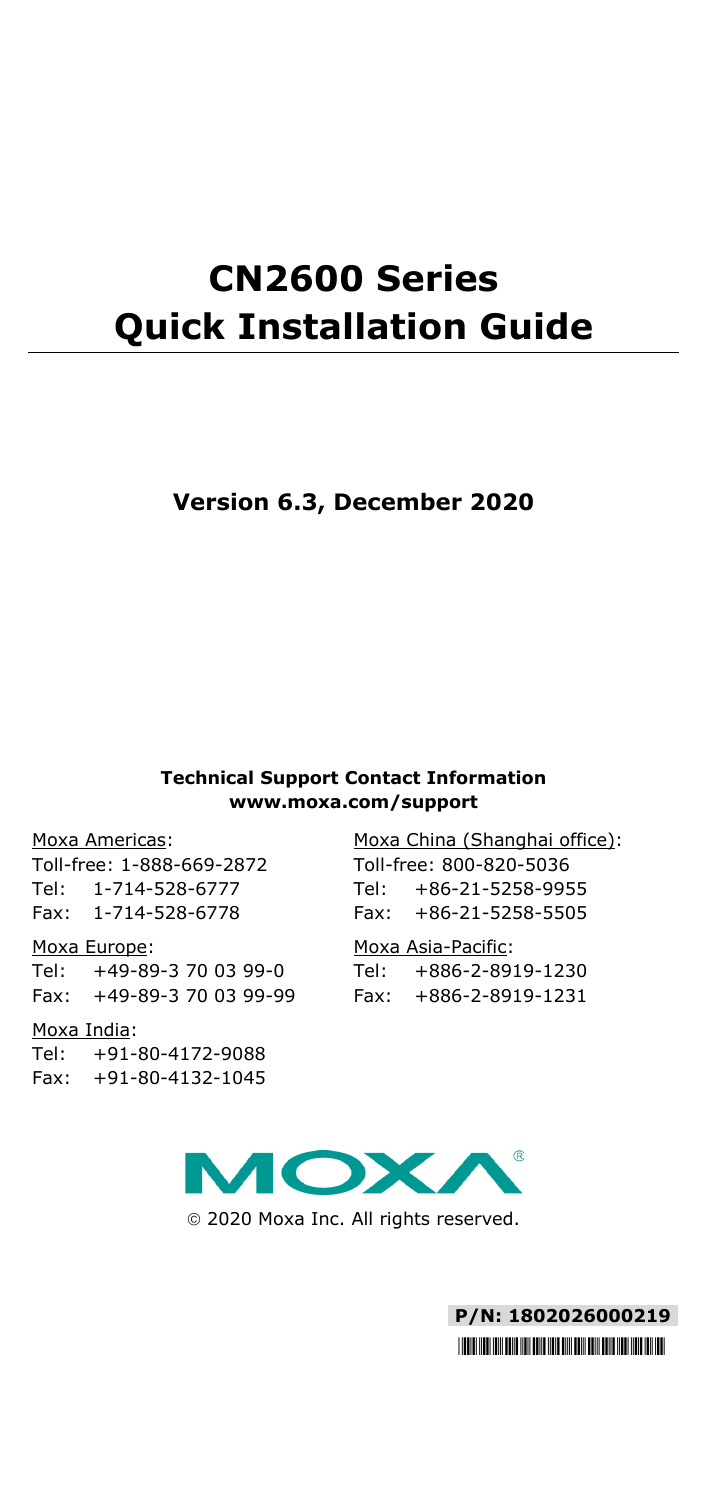# CN2600 Series Quick Installation Guide

**Version 6.3, December 2020**

**Technical Support Contact Information**
**www.moxa.com/support**

Moxa Americas:
Toll-free: 1-888-669-2872
Tel: 1-714-528-6777
Fax: 1-714-528-6778

Moxa Europe:
Tel: +49-89-3 70 03 99-0
Fax: +49-89-3 70 03 99-99

Moxa India:
Tel: +91-80-4172-9088
Fax: +91-80-4132-1045

Moxa China (Shanghai office):
Toll-free: 800-820-5036
Tel: +86-21-5258-9955
Fax: +86-21-5258-5505

Moxa Asia-Pacific:
Tel: +886-2-8919-1230
Fax: +886-2-8919-1231

© 2020 Moxa Inc. All rights reserved.

**P/N: 1802026000219**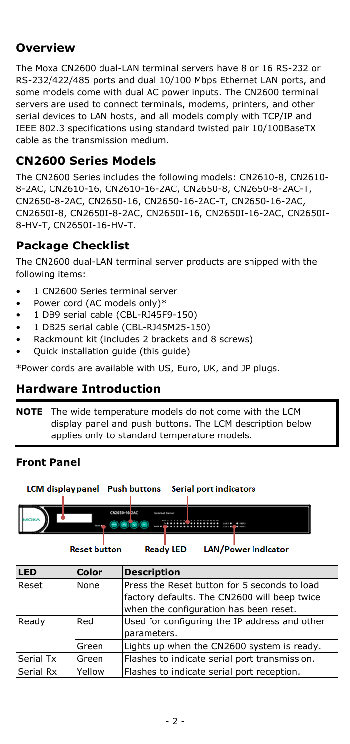## Overview

The Moxa CN2600 dual-LAN terminal servers have 8 or 16 RS-232 or RS-232/422/485 ports and dual 10/100 Mbps Ethernet LAN ports, and some models come with dual AC power inputs. The CN2600 terminal servers are used to connect terminals, modems, printers, and other serial devices to LAN hosts, and all models comply with TCP/IP and IEEE 802.3 specifications using standard twisted pair 10/100BaseTX cable as the transmission medium.

## CN2600 Series Models

The CN2600 Series includes the following models: CN2610-8, CN2610-8-2AC, CN2610-16, CN2610-16-2AC, CN2650-8, CN2650-8-2AC-T, CN2650-8-2AC, CN2650-16, CN2650-16-2AC-T, CN2650-16-2AC, CN2650I-8, CN2650I-8-2AC, CN2650I-16, CN2650I-16-2AC, CN2650I-8-HV-T, CN2650I-16-HV-T.

## Package Checklist

The CN2600 dual-LAN terminal server products are shipped with the following items:

- 1 CN2600 Series terminal server
- Power cord (AC models only)*
- 1 DB9 serial cable (CBL-RJ45F9-150)
- 1 DB25 serial cable (CBL-RJ45M25-150)
- Rackmount kit (includes 2 brackets and 8 screws)
- Quick installation guide (this guide)

*Power cords are available with US, Euro, UK, and JP plugs.

## Hardware Introduction

**NOTE** The wide temperature models do not come with the LCM display panel and push buttons. The LCM description below applies only to standard temperature models.

### Front Panel

LCM display panel    Push buttons    Serial port indicators

Reset button    Ready LED    LAN/Power indicator

| LED | Color | Description |
|---|---|---|
| Reset | None | Press the Reset button for 5 seconds to load factory defaults. The CN2600 will beep twice when the configuration has been reset. |
| Ready | Red | Used for configuring the IP address and other parameters. |
| | Green | Lights up when the CN2600 system is ready. |
| Serial Tx | Green | Flashes to indicate serial port transmission. |
| Serial Rx | Yellow | Flashes to indicate serial port reception. |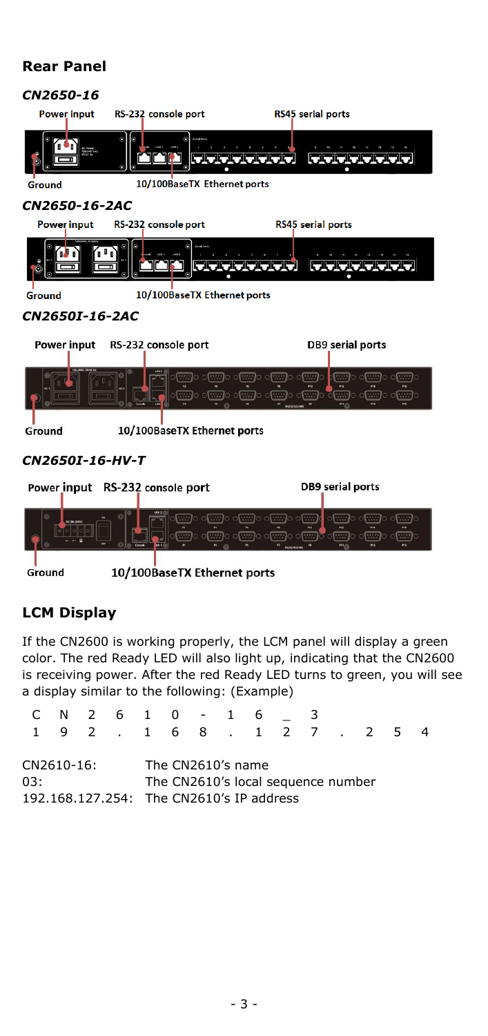## Rear Panel

### *CN2650-16*

Power input RS-232 console port RS45 serial ports

Ground 10/100BaseTX Ethernet ports

### *CN2650-16-2AC*

Power input RS-232 console port RS45 serial ports

Ground 10/100BaseTX Ethernet ports

### *CN2650I-16-2AC*

Power input RS-232 console port DB9 serial ports

Ground 10/100BaseTX Ethernet ports

### *CN2650I-16-HV-T*

Power input RS-232 console port DB9 serial ports

Ground 10/100BaseTX Ethernet ports

## LCM Display

If the CN2600 is working properly, the LCM panel will display a green color. The red Ready LED will also light up, indicating that the CN2600 is receiving power. After the red Ready LED turns to green, you will see a display similar to the following: (Example)

```
C N 2 6 1 0 - 1 6 _ 3
1 9 2 . 1 6 8 . 1 2 7 . 2 5 4
```

| | |
|---|---|
| CN2610-16: | The CN2610's name |
| 03: | The CN2610's local sequence number |
| 192.168.127.254: | The CN2610's IP address |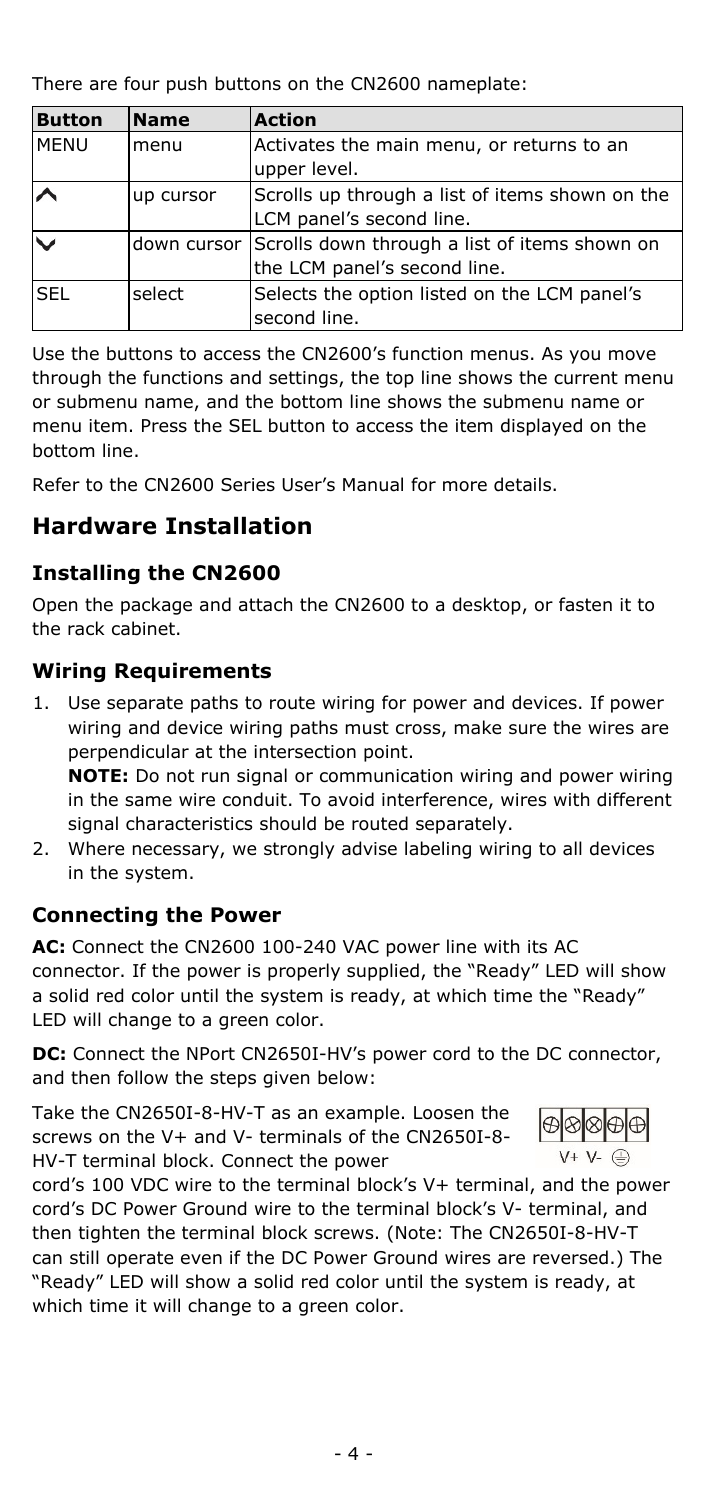There are four push buttons on the CN2600 nameplate:

| Button | Name | Action |
| --- | --- | --- |
| MENU | menu | Activates the main menu, or returns to an upper level. |
| ^ | up cursor | Scrolls up through a list of items shown on the LCM panel's second line. |
| v | down cursor | Scrolls down through a list of items shown on the LCM panel's second line. |
| SEL | select | Selects the option listed on the LCM panel's second line. |

Use the buttons to access the CN2600's function menus. As you move through the functions and settings, the top line shows the current menu or submenu name, and the bottom line shows the submenu name or menu item. Press the SEL button to access the item displayed on the bottom line.

Refer to the CN2600 Series User's Manual for more details.

## Hardware Installation

### Installing the CN2600

Open the package and attach the CN2600 to a desktop, or fasten it to the rack cabinet.

### Wiring Requirements

1. Use separate paths to route wiring for power and devices. If power wiring and device wiring paths must cross, make sure the wires are perpendicular at the intersection point.
   **NOTE:** Do not run signal or communication wiring and power wiring in the same wire conduit. To avoid interference, wires with different signal characteristics should be routed separately.
2. Where necessary, we strongly advise labeling wiring to all devices in the system.

### Connecting the Power

**AC:** Connect the CN2600 100-240 VAC power line with its AC connector. If the power is properly supplied, the "Ready" LED will show a solid red color until the system is ready, at which time the "Ready" LED will change to a green color.

**DC:** Connect the NPort CN2650I-HV's power cord to the DC connector, and then follow the steps given below:

Take the CN2650I-8-HV-T as an example. Loosen the screws on the V+ and V- terminals of the CN2650I-8-HV-T terminal block. Connect the power cord's 100 VDC wire to the terminal block's V+ terminal, and the power cord's DC Power Ground wire to the terminal block's V- terminal, and then tighten the terminal block screws. (Note: The CN2650I-8-HV-T can still operate even if the DC Power Ground wires are reversed.) The "Ready" LED will show a solid red color until the system is ready, at which time it will change to a green color.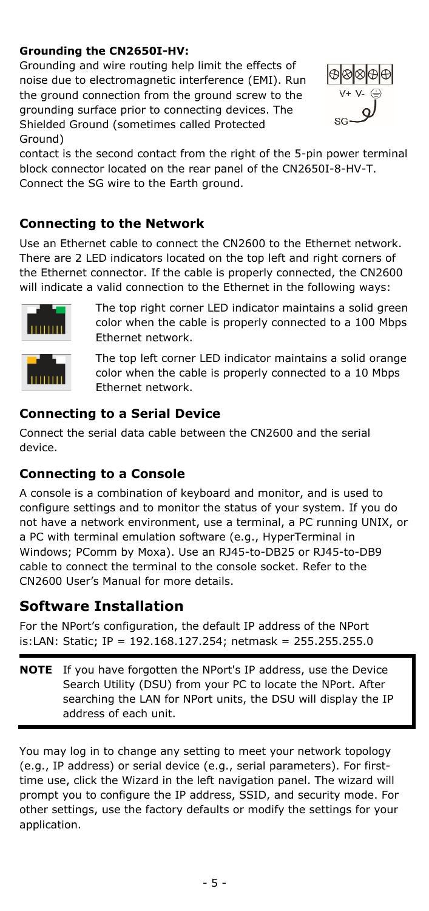**Grounding the CN2650I-HV:**

Grounding and wire routing help limit the effects of noise due to electromagnetic interference (EMI). Run the ground connection from the ground screw to the grounding surface prior to connecting devices. The Shielded Ground (sometimes called Protected Ground) contact is the second contact from the right of the 5-pin power terminal block connector located on the rear panel of the CN2650I-8-HV-T. Connect the SG wire to the Earth ground.

## Connecting to the Network

Use an Ethernet cable to connect the CN2600 to the Ethernet network. There are 2 LED indicators located on the top left and right corners of the Ethernet connector. If the cable is properly connected, the CN2600 will indicate a valid connection to the Ethernet in the following ways:

The top right corner LED indicator maintains a solid green color when the cable is properly connected to a 100 Mbps Ethernet network.

The top left corner LED indicator maintains a solid orange color when the cable is properly connected to a 10 Mbps Ethernet network.

## Connecting to a Serial Device

Connect the serial data cable between the CN2600 and the serial device.

## Connecting to a Console

A console is a combination of keyboard and monitor, and is used to configure settings and to monitor the status of your system. If you do not have a network environment, use a terminal, a PC running UNIX, or a PC with terminal emulation software (e.g., HyperTerminal in Windows; PComm by Moxa). Use an RJ45-to-DB25 or RJ45-to-DB9 cable to connect the terminal to the console socket. Refer to the CN2600 User's Manual for more details.

# Software Installation

For the NPort's configuration, the default IP address of the NPort is:LAN: Static; IP = 192.168.127.254; netmask = 255.255.255.0

> **NOTE** If you have forgotten the NPort's IP address, use the Device Search Utility (DSU) from your PC to locate the NPort. After searching the LAN for NPort units, the DSU will display the IP address of each unit.

You may log in to change any setting to meet your network topology (e.g., IP address) or serial device (e.g., serial parameters). For first-time use, click the Wizard in the left navigation panel. The wizard will prompt you to configure the IP address, SSID, and security mode. For other settings, use the factory defaults or modify the settings for your application.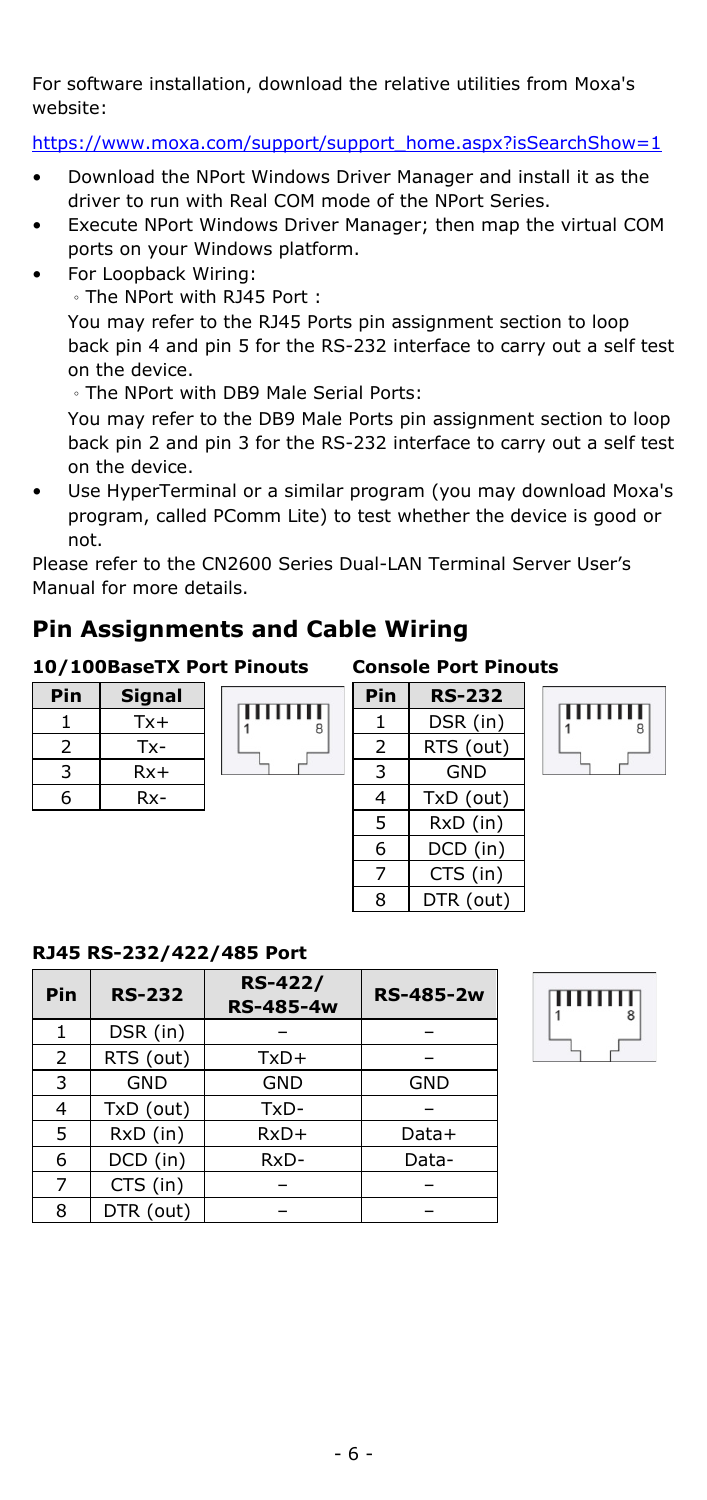For software installation, download the relative utilities from Moxa's website:

https://www.moxa.com/support/support_home.aspx?isSearchShow=1

- Download the NPort Windows Driver Manager and install it as the driver to run with Real COM mode of the NPort Series.
- Execute NPort Windows Driver Manager; then map the virtual COM ports on your Windows platform.
- For Loopback Wiring:
  ◦ The NPort with RJ45 Port :
  You may refer to the RJ45 Ports pin assignment section to loop back pin 4 and pin 5 for the RS-232 interface to carry out a self test on the device.
  ◦ The NPort with DB9 Male Serial Ports:
  You may refer to the DB9 Male Ports pin assignment section to loop back pin 2 and pin 3 for the RS-232 interface to carry out a self test on the device.
- Use HyperTerminal or a similar program (you may download Moxa's program, called PComm Lite) to test whether the device is good or not.

Please refer to the CN2600 Series Dual-LAN Terminal Server User's Manual for more details.

## Pin Assignments and Cable Wiring

### 10/100BaseTX Port Pinouts

| Pin | Signal |
|---|---|
| 1 | Tx+ |
| 2 | Tx- |
| 3 | Rx+ |
| 6 | Rx- |

### Console Port Pinouts

| Pin | RS-232 |
|---|---|
| 1 | DSR (in) |
| 2 | RTS (out) |
| 3 | GND |
| 4 | TxD (out) |
| 5 | RxD (in) |
| 6 | DCD (in) |
| 7 | CTS (in) |
| 8 | DTR (out) |

### RJ45 RS-232/422/485 Port

| Pin | RS-232 | RS-422/ RS-485-4w | RS-485-2w |
|---|---|---|---|
| 1 | DSR (in) | – | – |
| 2 | RTS (out) | TxD+ | – |
| 3 | GND | GND | GND |
| 4 | TxD (out) | TxD- | – |
| 5 | RxD (in) | RxD+ | Data+ |
| 6 | DCD (in) | RxD- | Data- |
| 7 | CTS (in) | – | – |
| 8 | DTR (out) | – | – |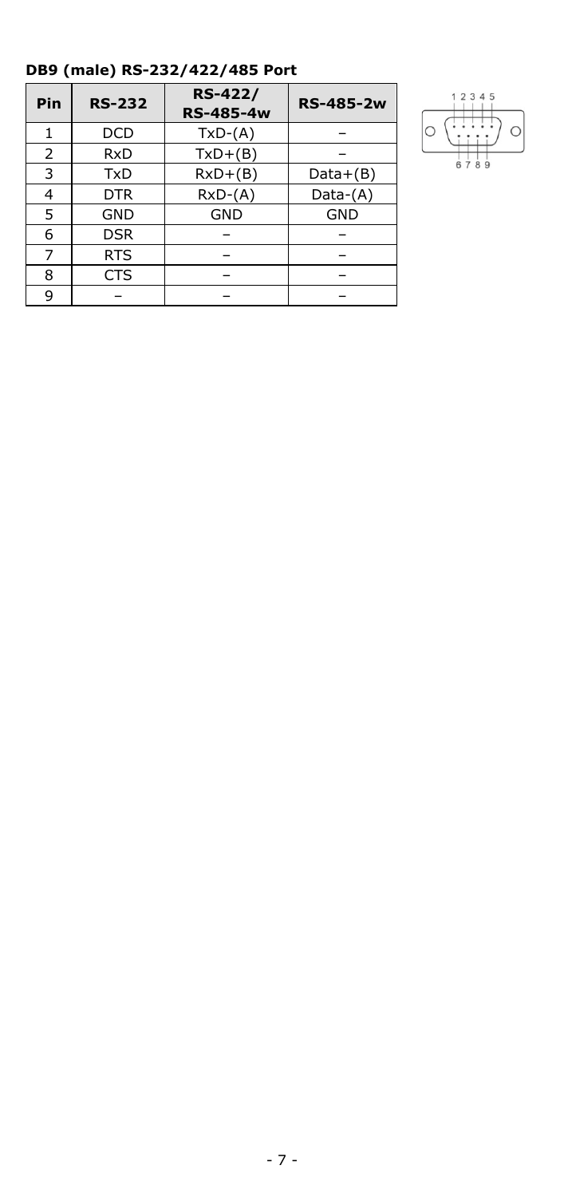### DB9 (male) RS-232/422/485 Port

| Pin | RS-232 | RS-422/ RS-485-4w | RS-485-2w |
|---|---|---|---|
| 1 | DCD | TxD-(A) | – |
| 2 | RxD | TxD+(B) | – |
| 3 | TxD | RxD+(B) | Data+(B) |
| 4 | DTR | RxD-(A) | Data-(A) |
| 5 | GND | GND | GND |
| 6 | DSR | – | – |
| 7 | RTS | – | – |
| 8 | CTS | – | – |
| 9 | – | – | – |

1 2 3 4 5

6 7 8 9